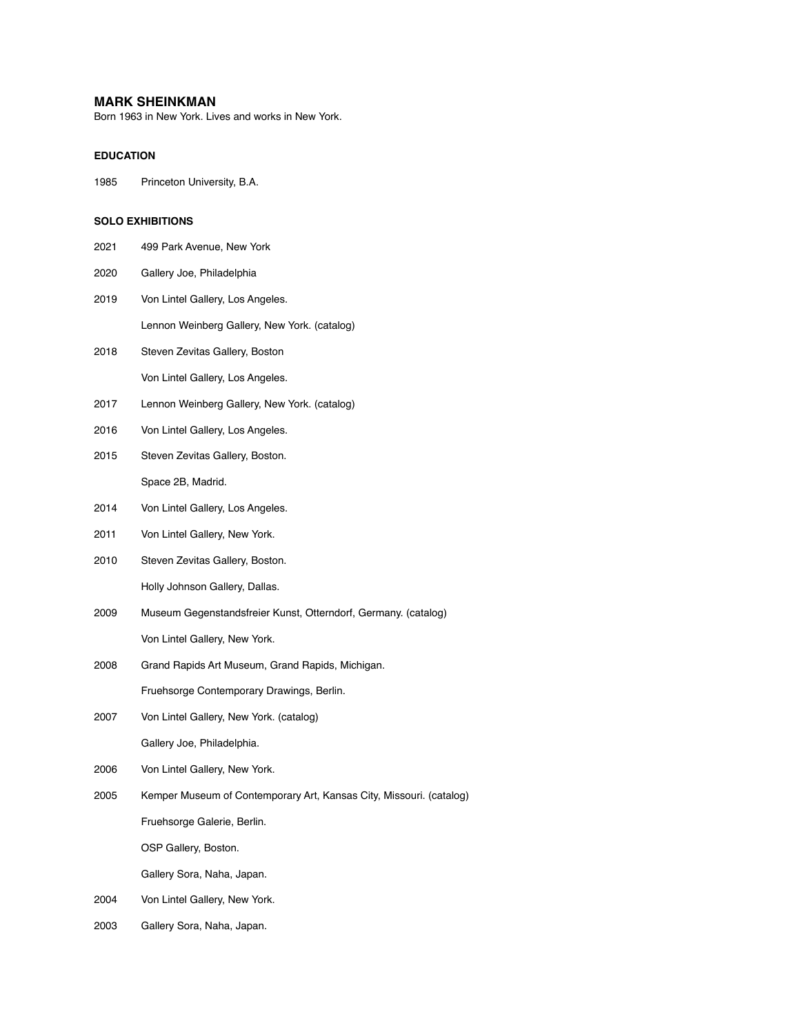# MARK SHEINKMAN

Born 1963 in New York. Lives and works in New York.

### EDUCATION

1985 Princeton University, B.A.

### SOLO EXHIBITIONS

2021 499 Park Avenue, New York

2020 Gallery Joe, Philadelphia

2019 Von Lintel Gallery, Los Angeles.

Lennon Weinberg Gallery, New York. (catalog)

2018 Steven Zevitas Gallery, Boston

Von Lintel Gallery, Los Angeles.

2017 Lennon Weinberg Gallery, New York. (catalog)

2016 Von Lintel Gallery, Los Angeles.

2015 Steven Zevitas Gallery, Boston.

Space 2B, Madrid.

2014 Von Lintel Gallery, Los Angeles.

2011 Von Lintel Gallery, New York.

2010 Steven Zevitas Gallery, Boston.

Holly Johnson Gallery, Dallas.

2009 Museum Gegenstandsfreier Kunst, Otterndorf, Germany. (catalog)

Von Lintel Gallery, New York.

2008 Grand Rapids Art Museum, Grand Rapids, Michigan.

Fruehsorge Contemporary Drawings, Berlin.

2007 Von Lintel Gallery, New York. (catalog)

Gallery Joe, Philadelphia.

2006 Von Lintel Gallery, New York.

2005 Kemper Museum of Contemporary Art, Kansas City, Missouri. (catalog)

Fruehsorge Galerie, Berlin.

OSP Gallery, Boston.

Gallery Sora, Naha, Japan.

2004 Von Lintel Gallery, New York.

2003 Gallery Sora, Naha, Japan.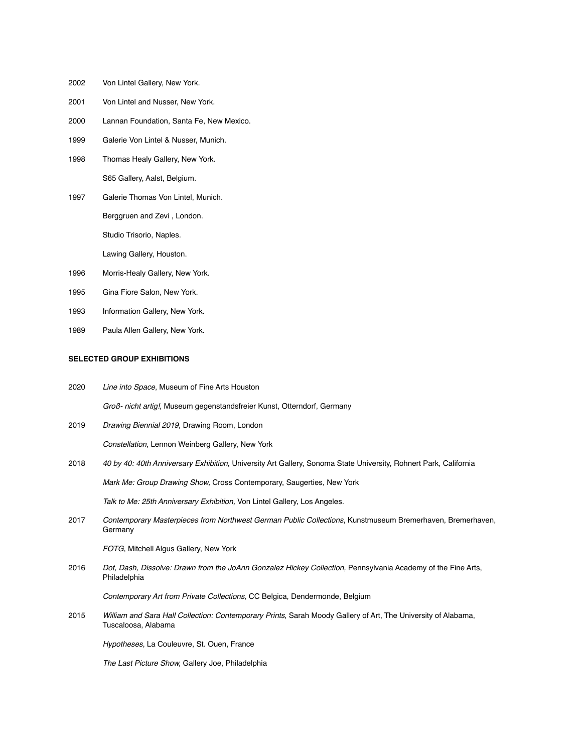2002 Von Lintel Gallery, New York.

2001 Von Lintel and Nusser, New York.

2000 Lannan Foundation, Santa Fe, New Mexico.

1999 Galerie Von Lintel & Nusser, Munich.

1998 Thomas Healy Gallery, New York.

S65 Gallery, Aalst, Belgium.

1997 Galerie Thomas Von Lintel, Munich.

Berggruen and Zevi , London.

Studio Trisorio, Naples.

Lawing Gallery, Houston.

1996 Morris-Healy Gallery, New York.

1995 Gina Fiore Salon, New York.

1993 Information Gallery, New York.

1989 Paula Allen Gallery, New York.

**SELECTED GROUP EXHIBITIONS**

2020 *Line into Space*, Museum of Fine Arts Houston

*Groß- nicht artig!,* Museum gegenstandsfreier Kunst, Otterndorf, Germany

2019 *Drawing Biennial 2019,* Drawing Room, London

*Constellation*, Lennon Weinberg Gallery, New York

2018 *40 by 40: 40th Anniversary Exhibition*, University Art Gallery, Sonoma State University, Rohnert Park, California

*Mark Me: Group Drawing Show,* Cross Contemporary, Saugerties, New York

*Talk to Me: 25th Anniversary Exhibition,* Von Lintel Gallery, Los Angeles.

2017 *Contemporary Masterpieces from Northwest German Public Collections*, Kunstmuseum Bremerhaven, Bremerhaven, Germany

*FOTG*, Mitchell Algus Gallery, New York

2016 *Dot, Dash, Dissolve: Drawn from the JoAnn Gonzalez Hickey Collection,* Pennsylvania Academy of the Fine Arts, Philadelphia

*Contemporary Art from Private Collections,* CC Belgica, Dendermonde, Belgium

2015 *William and Sara Hall Collection: Contemporary Prints*, Sarah Moody Gallery of Art, The University of Alabama, Tuscaloosa, Alabama

*Hypotheses*, La Couleuvre, St. Ouen, France

*The Last Picture Show,* Gallery Joe, Philadelphia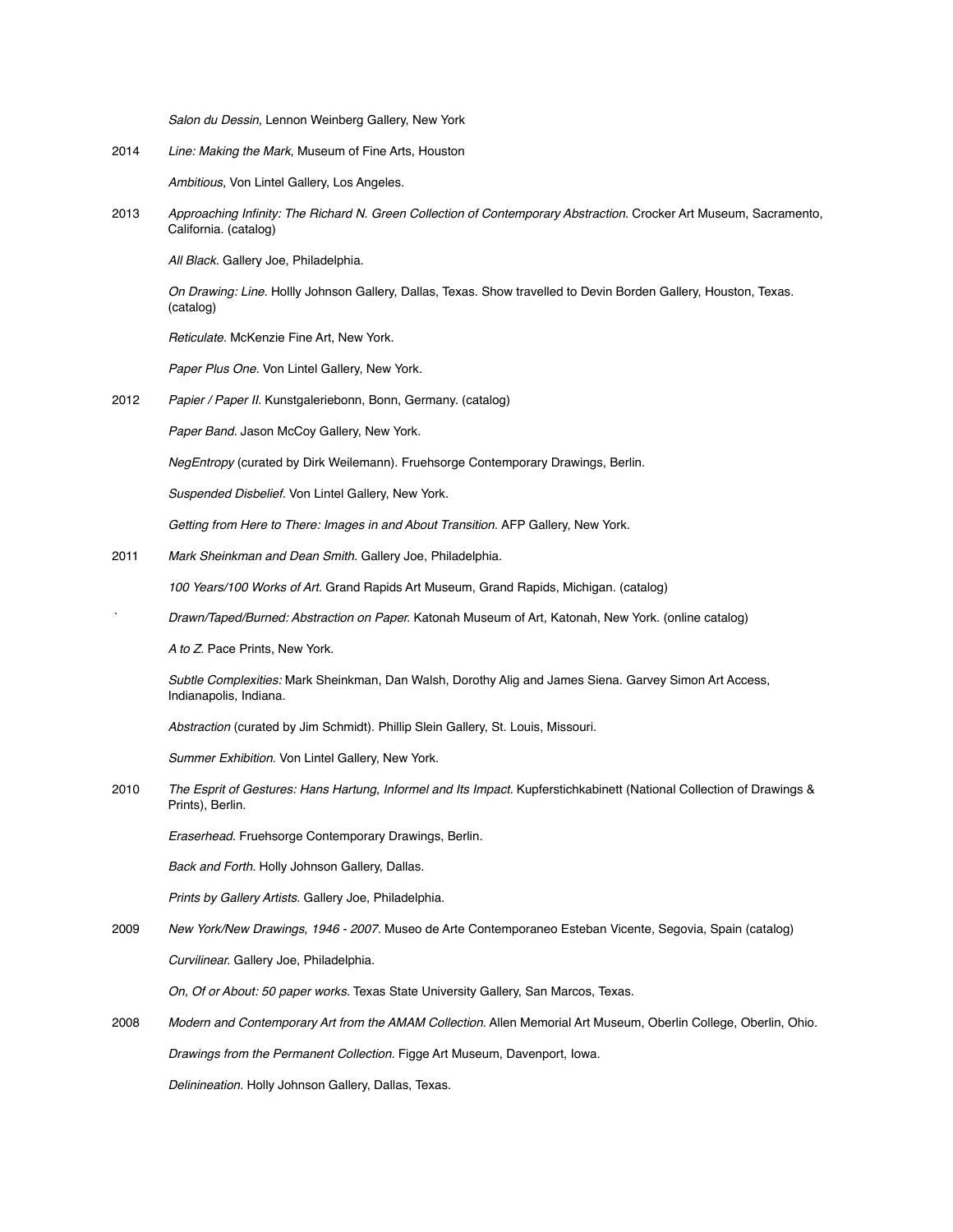*Salon du Dessin*, Lennon Weinberg Gallery, New York

2014 *Line: Making the Mark*, Museum of Fine Arts, Houston

*Ambitious*, Von Lintel Gallery, Los Angeles.

2013 *Approaching Infinity: The Richard N. Green Collection of Contemporary Abstraction.* Crocker Art Museum, Sacramento, California. (catalog)

*All Black.* Gallery Joe, Philadelphia.

*On Drawing: Line.* Hollly Johnson Gallery, Dallas, Texas. Show travelled to Devin Borden Gallery, Houston, Texas. (catalog)

*Reticulate.* McKenzie Fine Art, New York.

*Paper Plus One.* Von Lintel Gallery, New York.

2012 *Papier / Paper II.* Kunstgaleriebonn, Bonn, Germany. (catalog)

*Paper Band.* Jason McCoy Gallery, New York.

*NegEntropy* (curated by Dirk Weilemann). Fruehsorge Contemporary Drawings, Berlin.

*Suspended Disbelief.* Von Lintel Gallery, New York.

*Getting from Here to There: Images in and About Transition.* AFP Gallery, New York.

2011 *Mark Sheinkman and Dean Smith.* Gallery Joe, Philadelphia.

*100 Years/100 Works of Art.* Grand Rapids Art Museum, Grand Rapids, Michigan. (catalog)

` *Drawn/Taped/Burned: Abstraction on Paper.* Katonah Museum of Art, Katonah, New York. (online catalog)

*A to Z.* Pace Prints, New York.

*Subtle Complexities:* Mark Sheinkman, Dan Walsh, Dorothy Alig and James Siena. Garvey Simon Art Access, Indianapolis, Indiana.

*Abstraction* (curated by Jim Schmidt). Phillip Slein Gallery, St. Louis, Missouri.

*Summer Exhibition.* Von Lintel Gallery, New York.

2010 *The Esprit of Gestures: Hans Hartung, Informel and Its Impact.* Kupferstichkabinett (National Collection of Drawings & Prints), Berlin.

*Eraserhead.* Fruehsorge Contemporary Drawings, Berlin.

*Back and Forth.* Holly Johnson Gallery, Dallas.

*Prints by Gallery Artists.* Gallery Joe, Philadelphia.

2009 *New York/New Drawings, 1946 - 2007.* Museo de Arte Contemporaneo Esteban Vicente, Segovia, Spain (catalog)

*Curvilinear.* Gallery Joe, Philadelphia.

*On, Of or About: 50 paper works.* Texas State University Gallery, San Marcos, Texas.

2008 *Modern and Contemporary Art from the AMAM Collection.* Allen Memorial Art Museum, Oberlin College, Oberlin, Ohio.

*Drawings from the Permanent Collection.* Figge Art Museum, Davenport, Iowa.

*Delinineation.* Holly Johnson Gallery, Dallas, Texas.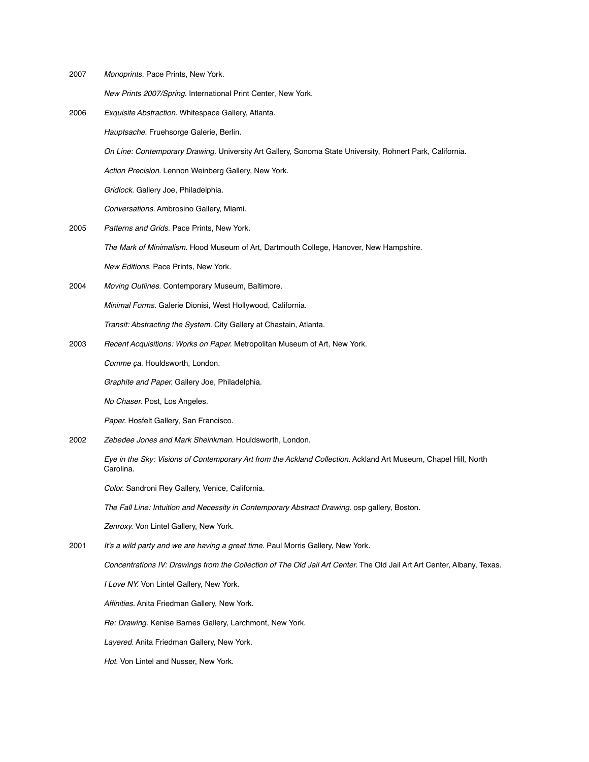2007 *Monoprints.* Pace Prints, New York.

*New Prints 2007/Spring.* International Print Center, New York.

2006 *Exquisite Abstraction.* Whitespace Gallery, Atlanta.

*Hauptsache.* Fruehsorge Galerie, Berlin.

*On Line: Contemporary Drawing.* University Art Gallery, Sonoma State University, Rohnert Park, California.

*Action Precision.* Lennon Weinberg Gallery, New York.

*Gridlock.* Gallery Joe, Philadelphia.

*Conversations.* Ambrosino Gallery, Miami.

2005 *Patterns and Grids.* Pace Prints, New York.

*The Mark of Minimalism.* Hood Museum of Art, Dartmouth College, Hanover, New Hampshire.

*New Editions.* Pace Prints, New York.

2004 *Moving Outlines.* Contemporary Museum, Baltimore.

*Minimal Forms.* Galerie Dionisi, West Hollywood, California.

*Transit: Abstracting the System.* City Gallery at Chastain, Atlanta.

2003 *Recent Acquisitions: Works on Paper.* Metropolitan Museum of Art, New York.

*Comme ça.* Houldsworth, London.

*Graphite and Paper.* Gallery Joe, Philadelphia.

*No Chaser.* Post, Los Angeles.

*Paper.* Hosfelt Gallery, San Francisco.

2002 *Zebedee Jones and Mark Sheinkman.* Houldsworth, London.

*Eye in the Sky: Visions of Contemporary Art from the Ackland Collection.* Ackland Art Museum, Chapel Hill, North Carolina.

*Color.* Sandroni Rey Gallery, Venice, California.

*The Fall Line: Intuition and Necessity in Contemporary Abstract Drawing.* osp gallery, Boston.

*Zenroxy.* Von Lintel Gallery, New York.

2001 *It's a wild party and we are having a great time.* Paul Morris Gallery, New York.

*Concentrations IV: Drawings from the Collection of The Old Jail Art Center.* The Old Jail Art Art Center, Albany, Texas.

*I Love NY.* Von Lintel Gallery, New York.

*Affinities.* Anita Friedman Gallery, New York.

*Re: Drawing.* Kenise Barnes Gallery, Larchmont, New York.

*Layered.* Anita Friedman Gallery, New York.

*Hot.* Von Lintel and Nusser, New York.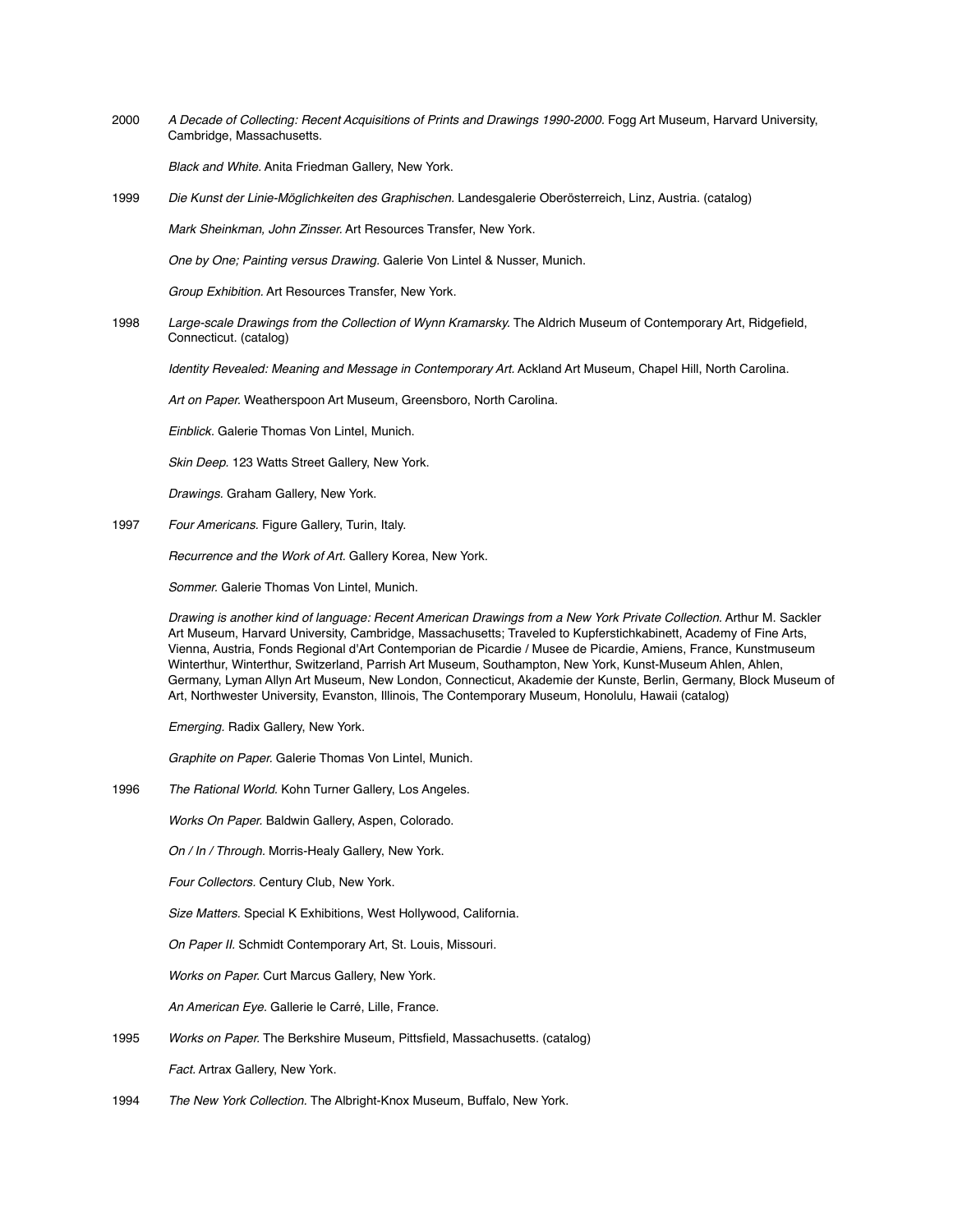2000 *A Decade of Collecting: Recent Acquisitions of Prints and Drawings 1990-2000.* Fogg Art Museum, Harvard University, Cambridge, Massachusetts.

*Black and White.* Anita Friedman Gallery, New York.

1999 *Die Kunst der Linie-Möglichkeiten des Graphischen.* Landesgalerie Oberösterreich, Linz, Austria. (catalog)

*Mark Sheinkman, John Zinsser.* Art Resources Transfer, New York.

*One by One; Painting versus Drawing.* Galerie Von Lintel & Nusser, Munich.

*Group Exhibition.* Art Resources Transfer, New York.

1998 *Large-scale Drawings from the Collection of Wynn Kramarsky.* The Aldrich Museum of Contemporary Art, Ridgefield, Connecticut. (catalog)

*Identity Revealed: Meaning and Message in Contemporary Art.* Ackland Art Museum, Chapel Hill, North Carolina.

*Art on Paper.* Weatherspoon Art Museum, Greensboro, North Carolina.

*Einblick.* Galerie Thomas Von Lintel, Munich.

*Skin Deep.* 123 Watts Street Gallery, New York.

*Drawings.* Graham Gallery, New York.

1997 *Four Americans.* Figure Gallery, Turin, Italy.

*Recurrence and the Work of Art.* Gallery Korea, New York.

*Sommer.* Galerie Thomas Von Lintel, Munich.

*Drawing is another kind of language: Recent American Drawings from a New York Private Collection.* Arthur M. Sackler Art Museum, Harvard University, Cambridge, Massachusetts; Traveled to Kupferstichkabinett, Academy of Fine Arts, Vienna, Austria, Fonds Regional d'Art Contemporian de Picardie / Musee de Picardie, Amiens, France, Kunstmuseum Winterthur, Winterthur, Switzerland, Parrish Art Museum, Southampton, New York, Kunst-Museum Ahlen, Ahlen, Germany, Lyman Allyn Art Museum, New London, Connecticut, Akademie der Kunste, Berlin, Germany, Block Museum of Art, Northwester University, Evanston, Illinois, The Contemporary Museum, Honolulu, Hawaii (catalog)

*Emerging.* Radix Gallery, New York.

*Graphite on Paper.* Galerie Thomas Von Lintel, Munich.

1996 *The Rational World.* Kohn Turner Gallery, Los Angeles.

*Works On Paper.* Baldwin Gallery, Aspen, Colorado.

*On / In / Through.* Morris-Healy Gallery, New York.

*Four Collectors.* Century Club, New York.

*Size Matters.* Special K Exhibitions, West Hollywood, California.

*On Paper II.* Schmidt Contemporary Art, St. Louis, Missouri.

*Works on Paper.* Curt Marcus Gallery, New York.

*An American Eye.* Gallerie le Carré, Lille, France.

1995 *Works on Paper.* The Berkshire Museum, Pittsfield, Massachusetts. (catalog)

*Fact.* Artrax Gallery, New York.

1994 *The New York Collection.* The Albright-Knox Museum, Buffalo, New York.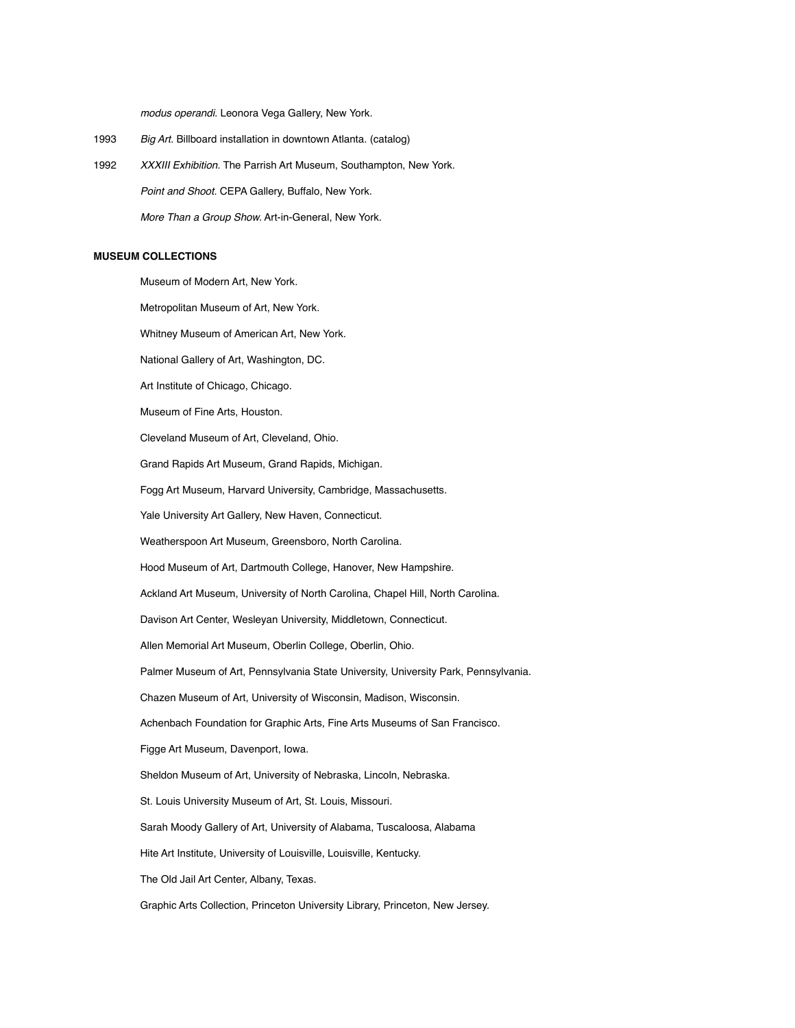*modus operandi.* Leonora Vega Gallery, New York.

1993 *Big Art.* Billboard installation in downtown Atlanta. (catalog)

1992 *XXXIII Exhibition.* The Parrish Art Museum, Southampton, New York.

*Point and Shoot.* CEPA Gallery, Buffalo, New York.

*More Than a Group Show.* Art-in-General, New York.

**MUSEUM COLLECTIONS**

Museum of Modern Art, New York.

Metropolitan Museum of Art, New York.

Whitney Museum of American Art, New York.

National Gallery of Art, Washington, DC.

Art Institute of Chicago, Chicago.

Museum of Fine Arts, Houston.

Cleveland Museum of Art, Cleveland, Ohio.

Grand Rapids Art Museum, Grand Rapids, Michigan.

Fogg Art Museum, Harvard University, Cambridge, Massachusetts.

Yale University Art Gallery, New Haven, Connecticut.

Weatherspoon Art Museum, Greensboro, North Carolina.

Hood Museum of Art, Dartmouth College, Hanover, New Hampshire.

Ackland Art Museum, University of North Carolina, Chapel Hill, North Carolina.

Davison Art Center, Wesleyan University, Middletown, Connecticut.

Allen Memorial Art Museum, Oberlin College, Oberlin, Ohio.

Palmer Museum of Art, Pennsylvania State University, University Park, Pennsylvania.

Chazen Museum of Art, University of Wisconsin, Madison, Wisconsin.

Achenbach Foundation for Graphic Arts, Fine Arts Museums of San Francisco.

Figge Art Museum, Davenport, Iowa.

Sheldon Museum of Art, University of Nebraska, Lincoln, Nebraska.

St. Louis University Museum of Art, St. Louis, Missouri.

Sarah Moody Gallery of Art, University of Alabama, Tuscaloosa, Alabama

Hite Art Institute, University of Louisville, Louisville, Kentucky.

The Old Jail Art Center, Albany, Texas.

Graphic Arts Collection, Princeton University Library, Princeton, New Jersey.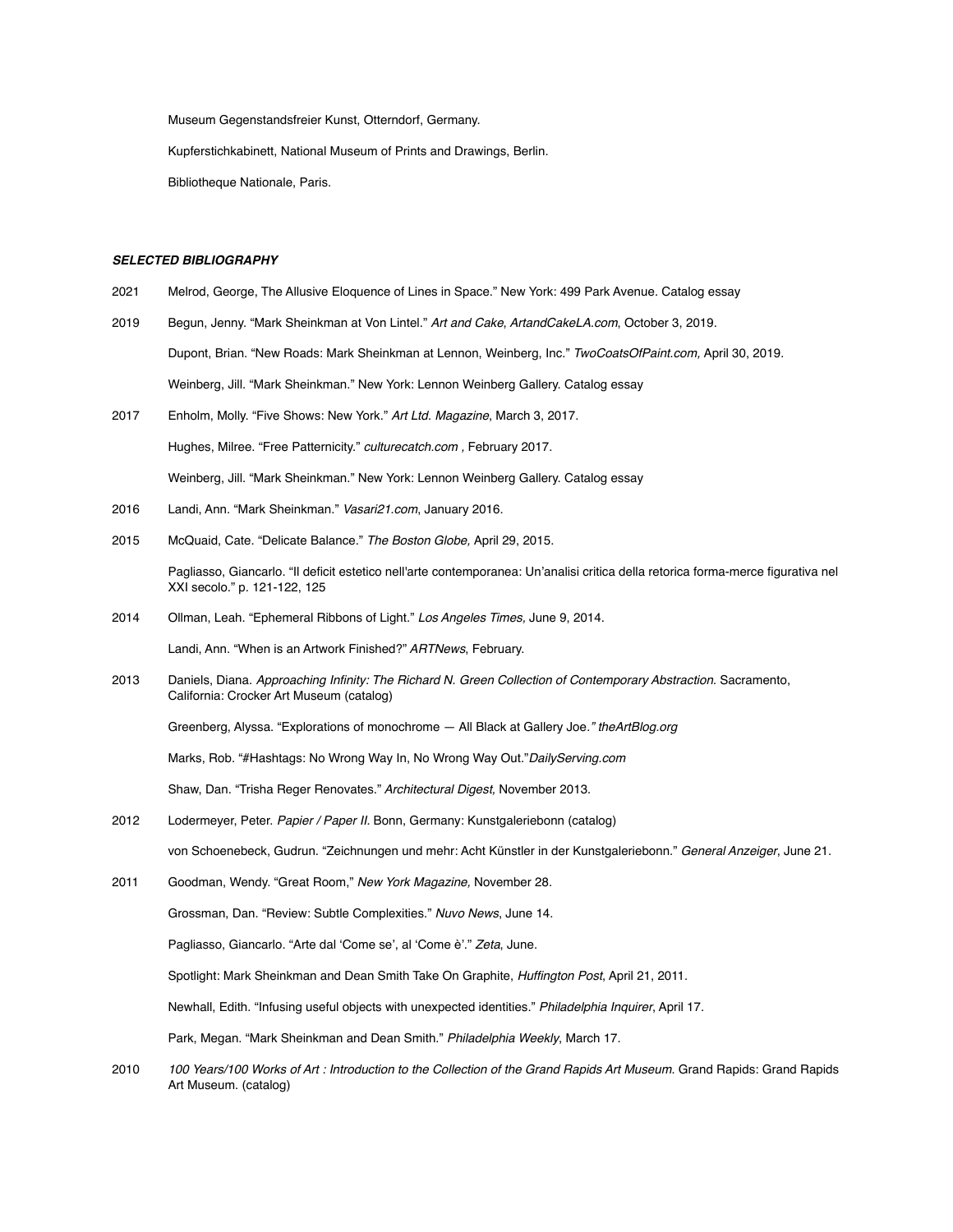Museum Gegenstandsfreier Kunst, Otterndorf, Germany.

Kupferstichkabinett, National Museum of Prints and Drawings, Berlin.

Bibliotheque Nationale, Paris.

### ***SELECTED BIBLIOGRAPHY***

2021 Melrod, George, The Allusive Eloquence of Lines in Space." New York: 499 Park Avenue. Catalog essay

2019 Begun, Jenny. "Mark Sheinkman at Von Lintel." *Art and Cake*, *ArtandCakeLA.com*, October 3, 2019.

Dupont, Brian. "New Roads: Mark Sheinkman at Lennon, Weinberg, Inc." *TwoCoatsOfPaint.com,* April 30, 2019.

Weinberg, Jill. "Mark Sheinkman." New York: Lennon Weinberg Gallery. Catalog essay

2017 Enholm, Molly. "Five Shows: New York." *Art Ltd. Magazine*, March 3, 2017.

Hughes, Milree. "Free Patternicity." *culturecatch.com ,* February 2017.

Weinberg, Jill. "Mark Sheinkman." New York: Lennon Weinberg Gallery. Catalog essay

2016 Landi, Ann. "Mark Sheinkman." *Vasari21.com*, January 2016.

2015 McQuaid, Cate. "Delicate Balance." *The Boston Globe,* April 29, 2015.

Pagliasso, Giancarlo. "Il deficit estetico nell'arte contemporanea: Un'analisi critica della retorica forma-merce figurativa nel XXI secolo." p. 121-122, 125

2014 Ollman, Leah. "Ephemeral Ribbons of Light." *Los Angeles Times,* June 9, 2014.

Landi, Ann. "When is an Artwork Finished?" *ARTNews*, February.

2013 Daniels, Diana. *Approaching Infinity: The Richard N. Green Collection of Contemporary Abstraction.* Sacramento, California: Crocker Art Museum (catalog)

Greenberg, Alyssa. "Explorations of monochrome — All Black at Gallery Joe*." theArtBlog.org*

Marks, Rob. "#Hashtags: No Wrong Way In, No Wrong Way Out."*DailyServing.com*

Shaw, Dan. "Trisha Reger Renovates." *Architectural Digest,* November 2013.

2012 Lodermeyer, Peter. *Papier / Paper II.* Bonn, Germany: Kunstgaleriebonn (catalog)

von Schoenebeck, Gudrun. "Zeichnungen und mehr: Acht Künstler in der Kunstgaleriebonn." *General Anzeiger*, June 21.

2011 Goodman, Wendy. "Great Room," *New York Magazine,* November 28.

Grossman, Dan. "Review: Subtle Complexities." *Nuvo News*, June 14.

Pagliasso, Giancarlo. "Arte dal 'Come se', al 'Come è'." *Zeta*, June.

Spotlight: Mark Sheinkman and Dean Smith Take On Graphite, *Huffington Post*, April 21, 2011.

Newhall, Edith. "Infusing useful objects with unexpected identities." *Philadelphia Inquirer*, April 17.

Park, Megan. "Mark Sheinkman and Dean Smith." *Philadelphia Weekly*, March 17.

2010 *100 Years/100 Works of Art : Introduction to the Collection of the Grand Rapids Art Museum.* Grand Rapids: Grand Rapids Art Museum. (catalog)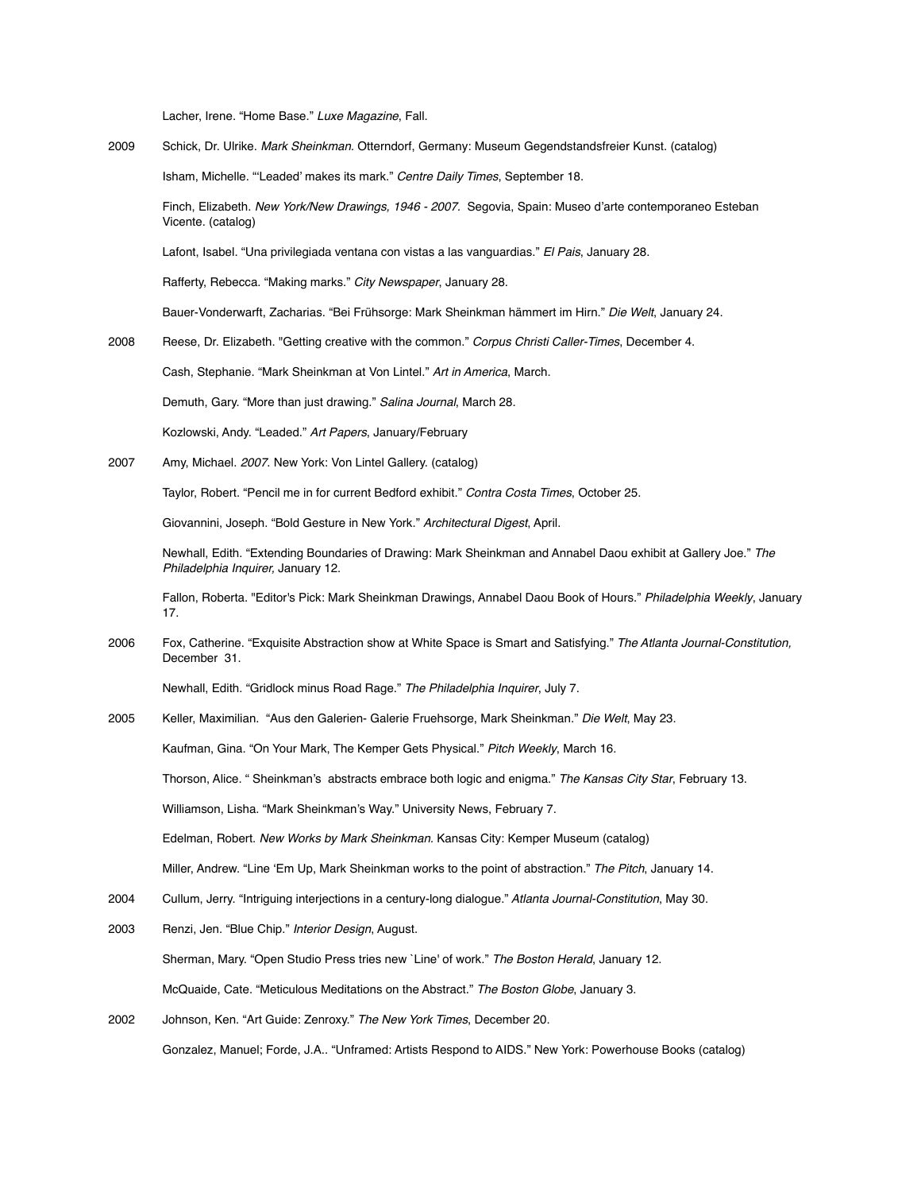Lacher, Irene. "Home Base." *Luxe Magazine*, Fall.

2009 Schick, Dr. Ulrike. *Mark Sheinkman.* Otterndorf, Germany: Museum Gegendstandsfreier Kunst. (catalog)

Isham, Michelle. "'Leaded' makes its mark." *Centre Daily Times*, September 18.

Finch, Elizabeth. *New York/New Drawings, 1946 - 2007.* Segovia, Spain: Museo d'arte contemporaneo Esteban Vicente. (catalog)

Lafont, Isabel. "Una privilegiada ventana con vistas a las vanguardias." *El Pais*, January 28.

Rafferty, Rebecca. "Making marks." *City Newspaper*, January 28.

Bauer-Vonderwarft, Zacharias. "Bei Frühsorge: Mark Sheinkman hämmert im Hirn." *Die Welt*, January 24.

2008 Reese, Dr. Elizabeth. "Getting creative with the common." *Corpus Christi Caller-Times*, December 4.

Cash, Stephanie. "Mark Sheinkman at Von Lintel." *Art in America*, March.

Demuth, Gary. "More than just drawing." *Salina Journal*, March 28.

Kozlowski, Andy. "Leaded." *Art Papers*, January/February

2007 Amy, Michael. *2007.* New York: Von Lintel Gallery. (catalog)

Taylor, Robert. "Pencil me in for current Bedford exhibit." *Contra Costa Times*, October 25.

Giovannini, Joseph. "Bold Gesture in New York." *Architectural Digest*, April.

Newhall, Edith. "Extending Boundaries of Drawing: Mark Sheinkman and Annabel Daou exhibit at Gallery Joe." *The Philadelphia Inquirer,* January 12.

Fallon, Roberta. "Editor's Pick: Mark Sheinkman Drawings, Annabel Daou Book of Hours." *Philadelphia Weekly*, January 17.

2006 Fox, Catherine. "Exquisite Abstraction show at White Space is Smart and Satisfying." *The Atlanta Journal-Constitution,* December 31.

Newhall, Edith. "Gridlock minus Road Rage." *The Philadelphia Inquirer*, July 7.

2005 Keller, Maximilian. "Aus den Galerien- Galerie Fruehsorge, Mark Sheinkman." *Die Welt*, May 23.

Kaufman, Gina. "On Your Mark, The Kemper Gets Physical." *Pitch Weekly*, March 16.

Thorson, Alice. " Sheinkman's abstracts embrace both logic and enigma." *The Kansas City Star*, February 13.

Williamson, Lisha. "Mark Sheinkman's Way." University News, February 7.

Edelman, Robert. *New Works by Mark Sheinkman.* Kansas City: Kemper Museum (catalog)

Miller, Andrew. "Line 'Em Up, Mark Sheinkman works to the point of abstraction." *The Pitch*, January 14.

2004 Cullum, Jerry. "Intriguing interjections in a century-long dialogue." *Atlanta Journal-Constitution*, May 30.

2003 Renzi, Jen. "Blue Chip." *Interior Design*, August.

Sherman, Mary. "Open Studio Press tries new `Line' of work." *The Boston Herald*, January 12.

McQuaide, Cate. "Meticulous Meditations on the Abstract." *The Boston Globe*, January 3.

2002 Johnson, Ken. "Art Guide: Zenroxy." *The New York Times*, December 20.

Gonzalez, Manuel; Forde, J.A.. "Unframed: Artists Respond to AIDS." New York: Powerhouse Books (catalog)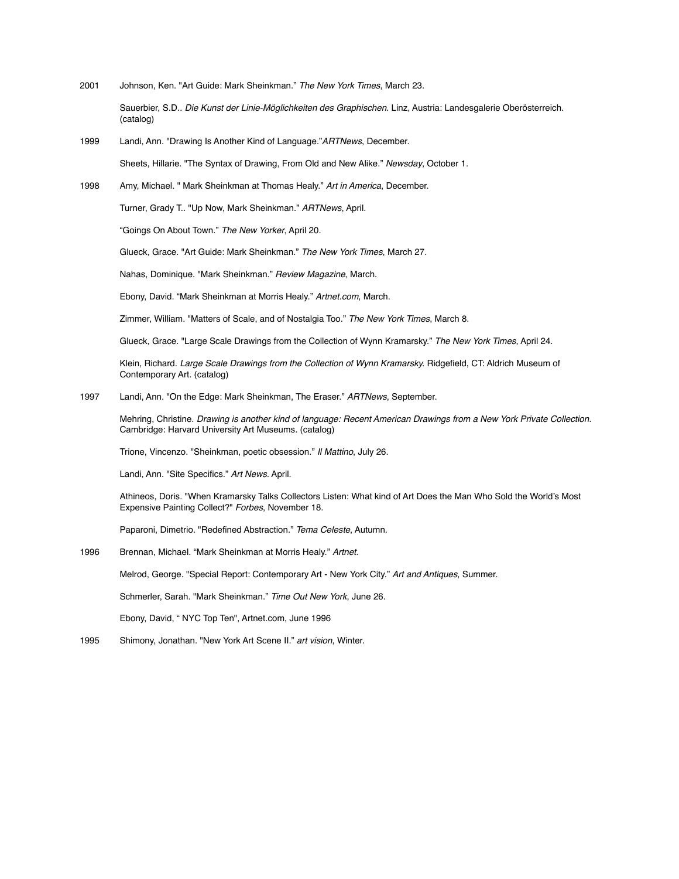2001 Johnson, Ken. "Art Guide: Mark Sheinkman." *The New York Times*, March 23.

Sauerbier, S.D.. *Die Kunst der Linie-Möglichkeiten des Graphischen.* Linz, Austria: Landesgalerie Oberösterreich. (catalog)

1999 Landi, Ann. "Drawing Is Another Kind of Language."*ARTNews*, December.

Sheets, Hillarie. "The Syntax of Drawing, From Old and New Alike." *Newsday*, October 1.

1998 Amy, Michael. " Mark Sheinkman at Thomas Healy." *Art in America*, December.

Turner, Grady T.. "Up Now, Mark Sheinkman." *ARTNews*, April.

"Goings On About Town." *The New Yorker*, April 20.

Glueck, Grace. "Art Guide: Mark Sheinkman." *The New York Times*, March 27.

Nahas, Dominique. "Mark Sheinkman." *Review Magazine*, March.

Ebony, David. "Mark Sheinkman at Morris Healy." *Artnet.com*, March.

Zimmer, William. "Matters of Scale, and of Nostalgia Too." *The New York Times*, March 8.

Glueck, Grace. "Large Scale Drawings from the Collection of Wynn Kramarsky." *The New York Times*, April 24.

Klein, Richard. *Large Scale Drawings from the Collection of Wynn Kramarsky.* Ridgefield, CT: Aldrich Museum of Contemporary Art. (catalog)

1997 Landi, Ann. "On the Edge: Mark Sheinkman, The Eraser." *ARTNews*, September.

Mehring, Christine. *Drawing is another kind of language: Recent American Drawings from a New York Private Collection.* Cambridge: Harvard University Art Museums. (catalog)

Trione, Vincenzo. "Sheinkman, poetic obsession." *Il Mattino*, July 26.

Landi, Ann. "Site Specifics." *Art News.* April.

Athineos, Doris. "When Kramarsky Talks Collectors Listen: What kind of Art Does the Man Who Sold the World's Most Expensive Painting Collect?" *Forbes*, November 18.

Paparoni, Dimetrio. "Redefined Abstraction." *Tema Celeste*, Autumn.

1996 Brennan, Michael. "Mark Sheinkman at Morris Healy." *Artnet.*

Melrod, George. "Special Report: Contemporary Art - New York City." *Art and Antiques*, Summer.

Schmerler, Sarah. "Mark Sheinkman." *Time Out New York*, June 26.

Ebony, David, " NYC Top Ten", Artnet.com, June 1996

1995 Shimony, Jonathan. "New York Art Scene II." *art vision*, Winter.